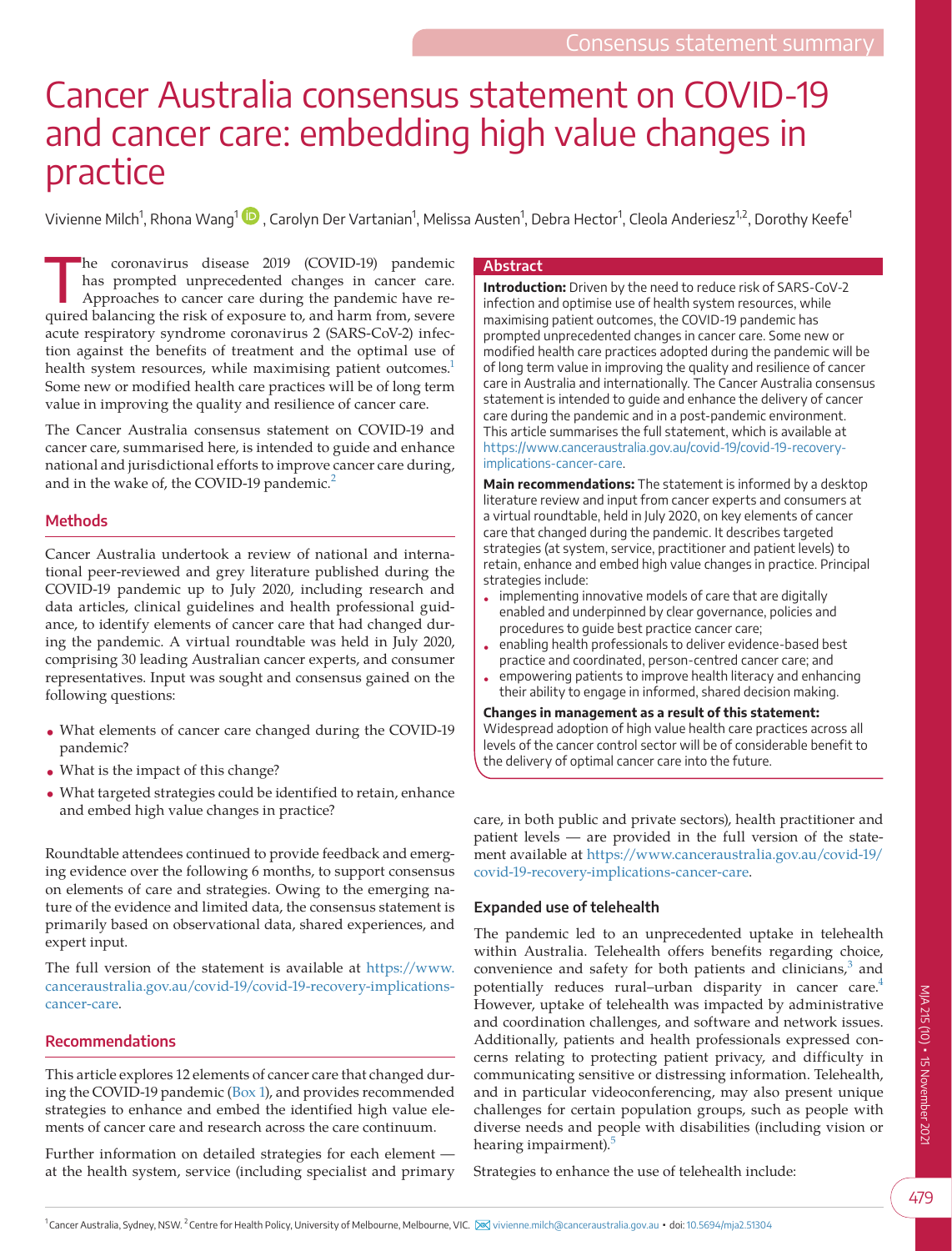Consensus statement summary

# Cancer Australia consensus statement on COVID-19 and cancer care: embedding high value changes in practice

Vivienne Milch[1], Rhona Wang[1], Carolyn Der Vartanian[1], Melissa Austen[1], Debra Hector[1], Cleola Anderiesz[1,2], Dorothy Keefe[1]

## Abstract

**Introduction:** Driven by the need to reduce risk of SARS-CoV-2 infection and optimise use of health system resources, while maximising patient outcomes, the COVID-19 pandemic has prompted unprecedented changes in cancer care. Some new or modified health care practices adopted during the pandemic will be of long term value in improving the quality and resilience of cancer care in Australia and internationally. The Cancer Australia consensus statement is intended to guide and enhance the delivery of cancer care during the pandemic and in a post-pandemic environment. This article summarises the full statement, which is available at https://www.canceraustralia.gov.au/covid-19/covid-19-recovery-implications-cancer-care.

**Main recommendations:** The statement is informed by a desktop literature review and input from cancer experts and consumers at a virtual roundtable, held in July 2020, on key elements of cancer care that changed during the pandemic. It describes targeted strategies (at system, service, practitioner and patient levels) to retain, enhance and embed high value changes in practice. Principal strategies include:

- implementing innovative models of care that are digitally enabled and underpinned by clear governance, policies and procedures to guide best practice cancer care;
- enabling health professionals to deliver evidence-based best practice and coordinated, person-centred cancer care; and
- empowering patients to improve health literacy and enhancing their ability to engage in informed, shared decision making.

**Changes in management as a result of this statement:** Widespread adoption of high value health care practices across all levels of the cancer control sector will be of considerable benefit to the delivery of optimal cancer care into the future.

The coronavirus disease 2019 (COVID-19) pandemic has prompted unprecedented changes in cancer care. Approaches to cancer care during the pandemic have required balancing the risk of exposure to, and harm from, severe acute respiratory syndrome coronavirus 2 (SARS-CoV-2) infection against the benefits of treatment and the optimal use of health system resources, while maximising patient outcomes.[1] Some new or modified health care practices will be of long term value in improving the quality and resilience of cancer care.

The Cancer Australia consensus statement on COVID-19 and cancer care, summarised here, is intended to guide and enhance national and jurisdictional efforts to improve cancer care during, and in the wake of, the COVID-19 pandemic.[2]

## Methods

Cancer Australia undertook a review of national and international peer-reviewed and grey literature published during the COVID-19 pandemic up to July 2020, including research and data articles, clinical guidelines and health professional guidance, to identify elements of cancer care that had changed during the pandemic. A virtual roundtable was held in July 2020, comprising 30 leading Australian cancer experts, and consumer representatives. Input was sought and consensus gained on the following questions:

- What elements of cancer care changed during the COVID-19 pandemic?
- What is the impact of this change?
- What targeted strategies could be identified to retain, enhance and embed high value changes in practice?

Roundtable attendees continued to provide feedback and emerging evidence over the following 6 months, to support consensus on elements of care and strategies. Owing to the emerging nature of the evidence and limited data, the consensus statement is primarily based on observational data, shared experiences, and expert input.

The full version of the statement is available at https://www.canceraustralia.gov.au/covid-19/covid-19-recovery-implications-cancer-care.

## Recommendations

This article explores 12 elements of cancer care that changed during the COVID-19 pandemic (Box 1), and provides recommended strategies to enhance and embed the identified high value elements of cancer care and research across the care continuum.

Further information on detailed strategies for each element — at the health system, service (including specialist and primary care, in both public and private sectors), health practitioner and patient levels — are provided in the full version of the statement available at https://www.canceraustralia.gov.au/covid-19/covid-19-recovery-implications-cancer-care.

### Expanded use of telehealth

The pandemic led to an unprecedented uptake in telehealth within Australia. Telehealth offers benefits regarding choice, convenience and safety for both patients and clinicians,[3] and potentially reduces rural–urban disparity in cancer care.[4] However, uptake of telehealth was impacted by administrative and coordination challenges, and software and network issues. Additionally, patients and health professionals expressed concerns relating to protecting patient privacy, and difficulty in communicating sensitive or distressing information. Telehealth, and in particular videoconferencing, may also present unique challenges for certain population groups, such as people with diverse needs and people with disabilities (including vision or hearing impairment).[5]

Strategies to enhance the use of telehealth include:

[1] Cancer Australia, Sydney, NSW. [2] Centre for Health Policy, University of Melbourne, Melbourne, VIC. vivienne.milch@canceraustralia.gov.au • doi: 10.5694/mja2.51304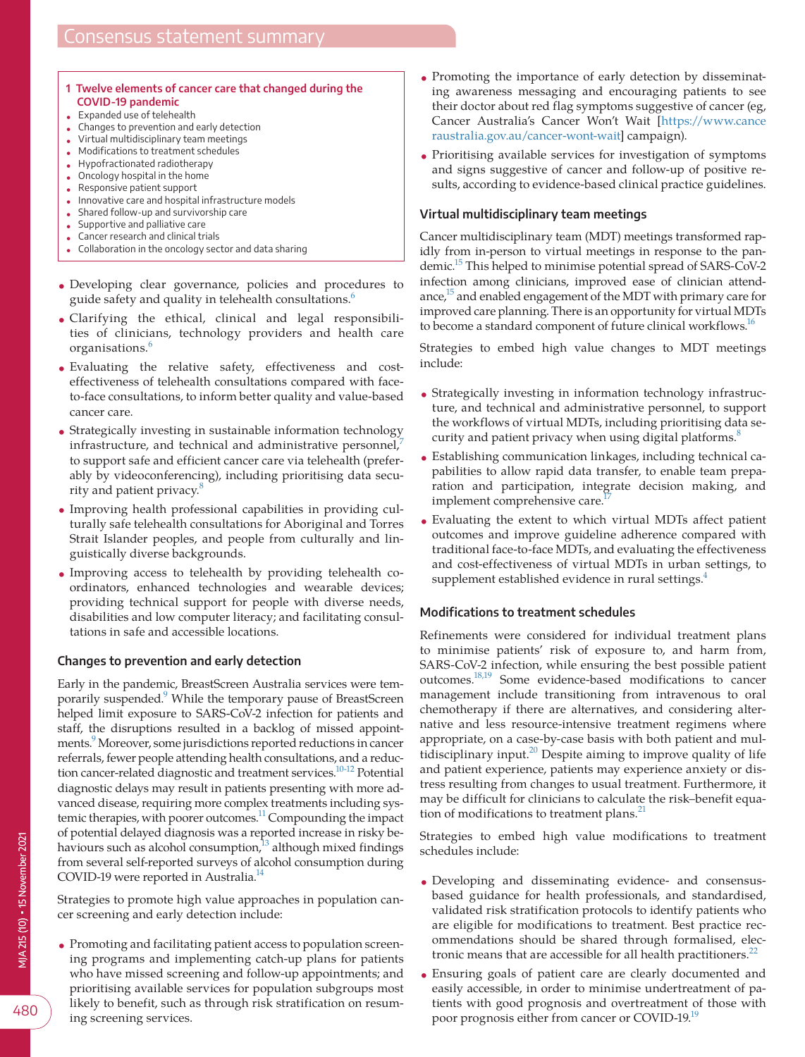**1 Twelve elements of cancer care that changed during the COVID-19 pandemic**

- Expanded use of telehealth
- Changes to prevention and early detection
- Virtual multidisciplinary team meetings
- Modifications to treatment schedules
- Hypofractionated radiotherapy
- Oncology hospital in the home
- Responsive patient support
- Innovative care and hospital infrastructure models
- Shared follow-up and survivorship care
- Supportive and palliative care
- Cancer research and clinical trials
- Collaboration in the oncology sector and data sharing

- Developing clear governance, policies and procedures to guide safety and quality in telehealth consultations.[6]
- Clarifying the ethical, clinical and legal responsibilities of clinicians, technology providers and health care organisations.[6]
- Evaluating the relative safety, effectiveness and cost-effectiveness of telehealth consultations compared with face-to-face consultations, to inform better quality and value-based cancer care.
- Strategically investing in sustainable information technology infrastructure, and technical and administrative personnel,[7] to support safe and efficient cancer care via telehealth (preferably by videoconferencing), including prioritising data security and patient privacy.[8]
- Improving health professional capabilities in providing culturally safe telehealth consultations for Aboriginal and Torres Strait Islander peoples, and people from culturally and linguistically diverse backgrounds.
- Improving access to telehealth by providing telehealth coordinators, enhanced technologies and wearable devices; providing technical support for people with diverse needs, disabilities and low computer literacy; and facilitating consultations in safe and accessible locations.

### Changes to prevention and early detection

Early in the pandemic, BreastScreen Australia services were temporarily suspended.[9] While the temporary pause of BreastScreen helped limit exposure to SARS-CoV-2 infection for patients and staff, the disruptions resulted in a backlog of missed appointments.[9] Moreover, some jurisdictions reported reductions in cancer referrals, fewer people attending health consultations, and a reduction cancer-related diagnostic and treatment services.[10-12] Potential diagnostic delays may result in patients presenting with more advanced disease, requiring more complex treatments including systemic therapies, with poorer outcomes.[11] Compounding the impact of potential delayed diagnosis was a reported increase in risky behaviours such as alcohol consumption,[13] although mixed findings from several self-reported surveys of alcohol consumption during COVID-19 were reported in Australia.[14]

Strategies to promote high value approaches in population cancer screening and early detection include:

- Promoting and facilitating patient access to population screening programs and implementing catch-up plans for patients who have missed screening and follow-up appointments; and prioritising available services for population subgroups most likely to benefit, such as through risk stratification on resuming screening services.
- Promoting the importance of early detection by disseminating awareness messaging and encouraging patients to see their doctor about red flag symptoms suggestive of cancer (eg, Cancer Australia's Cancer Won't Wait [https://www.canceraustralia.gov.au/cancer-wont-wait] campaign).
- Prioritising available services for investigation of symptoms and signs suggestive of cancer and follow-up of positive results, according to evidence-based clinical practice guidelines.

### Virtual multidisciplinary team meetings

Cancer multidisciplinary team (MDT) meetings transformed rapidly from in-person to virtual meetings in response to the pandemic.[15] This helped to minimise potential spread of SARS-CoV-2 infection among clinicians, improved ease of clinician attendance,[15] and enabled engagement of the MDT with primary care for improved care planning. There is an opportunity for virtual MDTs to become a standard component of future clinical workflows.[16]

Strategies to embed high value changes to MDT meetings include:

- Strategically investing in information technology infrastructure, and technical and administrative personnel, to support the workflows of virtual MDTs, including prioritising data security and patient privacy when using digital platforms.[8]
- Establishing communication linkages, including technical capabilities to allow rapid data transfer, to enable team preparation and participation, integrate decision making, and implement comprehensive care.[17]
- Evaluating the extent to which virtual MDTs affect patient outcomes and improve guideline adherence compared with traditional face-to-face MDTs, and evaluating the effectiveness and cost-effectiveness of virtual MDTs in urban settings, to supplement established evidence in rural settings.[4]

### Modifications to treatment schedules

Refinements were considered for individual treatment plans to minimise patients' risk of exposure to, and harm from, SARS-CoV-2 infection, while ensuring the best possible patient outcomes.[18,19] Some evidence-based modifications to cancer management include transitioning from intravenous to oral chemotherapy if there are alternatives, and considering alternative and less resource-intensive treatment regimens where appropriate, on a case-by-case basis with both patient and multidisciplinary input.[20] Despite aiming to improve quality of life and patient experience, patients may experience anxiety or distress resulting from changes to usual treatment. Furthermore, it may be difficult for clinicians to calculate the risk–benefit equation of modifications to treatment plans.[21]

Strategies to embed high value modifications to treatment schedules include:

- Developing and disseminating evidence- and consensus-based guidance for health professionals, and standardised, validated risk stratification protocols to identify patients who are eligible for modifications to treatment. Best practice recommendations should be shared through formalised, electronic means that are accessible for all health practitioners.[22]
- Ensuring goals of patient care are clearly documented and easily accessible, in order to minimise undertreatment of patients with good prognosis and overtreatment of those with poor prognosis either from cancer or COVID-19.[19]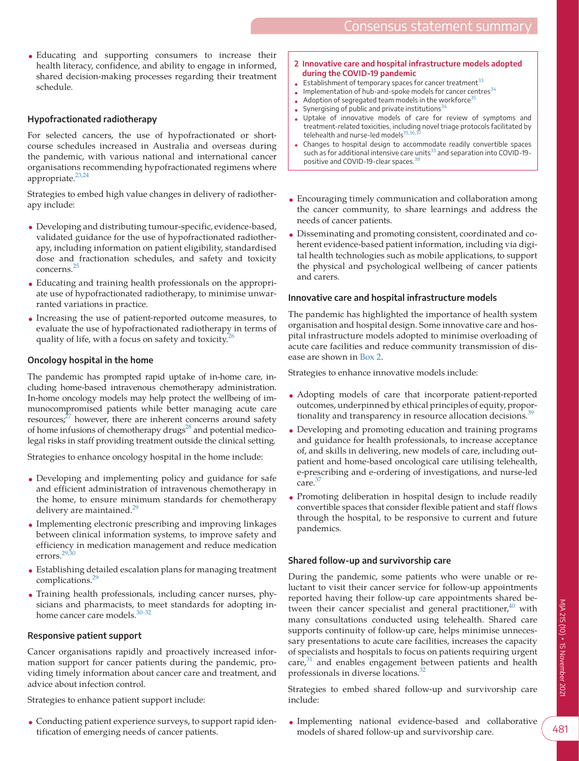- Educating and supporting consumers to increase their health literacy, confidence, and ability to engage in informed, shared decision-making processes regarding their treatment schedule.

### Hypofractionated radiotherapy

For selected cancers, the use of hypofractionated or short-course schedules increased in Australia and overseas during the pandemic, with various national and international cancer organisations recommending hypofractionated regimens where appropriate.[23,24]

Strategies to embed high value changes in delivery of radiotherapy include:

- Developing and distributing tumour-specific, evidence-based, validated guidance for the use of hypofractionated radiotherapy, including information on patient eligibility, standardised dose and fractionation schedules, and safety and toxicity concerns.[25]
- Educating and training health professionals on the appropriate use of hypofractionated radiotherapy, to minimise unwarranted variations in practice.
- Increasing the use of patient-reported outcome measures, to evaluate the use of hypofractionated radiotherapy in terms of quality of life, with a focus on safety and toxicity.[26]

### Oncology hospital in the home

The pandemic has prompted rapid uptake of in-home care, including home-based intravenous chemotherapy administration. In-home oncology models may help protect the wellbeing of immunocompromised patients while better managing acute care resources;[27] however, there are inherent concerns around safety of home infusions of chemotherapy drugs[28] and potential medicolegal risks in staff providing treatment outside the clinical setting.

Strategies to enhance oncology hospital in the home include:

- Developing and implementing policy and guidance for safe and efficient administration of intravenous chemotherapy in the home, to ensure minimum standards for chemotherapy delivery are maintained.[29]
- Implementing electronic prescribing and improving linkages between clinical information systems, to improve safety and efficiency in medication management and reduce medication errors.[29,30]
- Establishing detailed escalation plans for managing treatment complications.[29]
- Training health professionals, including cancer nurses, physicians and pharmacists, to meet standards for adopting in-home cancer care models.[30-32]

### Responsive patient support

Cancer organisations rapidly and proactively increased information support for cancer patients during the pandemic, providing timely information about cancer care and treatment, and advice about infection control.

Strategies to enhance patient support include:

- Conducting patient experience surveys, to support rapid identification of emerging needs of cancer patients.
- Encouraging timely communication and collaboration among the cancer community, to share learnings and address the needs of cancer patients.
- Disseminating and promoting consistent, coordinated and coherent evidence-based patient information, including via digital health technologies such as mobile applications, to support the physical and psychological wellbeing of cancer patients and carers.

**2 Innovative care and hospital infrastructure models adopted during the COVID-19 pandemic**

- Establishment of temporary spaces for cancer treatment[33]
- Implementation of hub-and-spoke models for cancer centres[34]
- Adoption of segregated team models in the workforce[35]
- Synergising of public and private institutions[34]
- Uptake of innovative models of care for review of symptoms and treatment-related toxicities, including novel triage protocols facilitated by telehealth and nurse-led models[19,36,37]
- Changes to hospital design to accommodate readily convertible spaces such as for additional intensive care units[33] and separation into COVID-19-positive and COVID-19-clear spaces.[38]

### Innovative care and hospital infrastructure models

The pandemic has highlighted the importance of health system organisation and hospital design. Some innovative care and hospital infrastructure models adopted to minimise overloading of acute care facilities and reduce community transmission of disease are shown in Box 2.

Strategies to enhance innovative models include:

- Adopting models of care that incorporate patient-reported outcomes, underpinned by ethical principles of equity, proportionality and transparency in resource allocation decisions.[39]
- Developing and promoting education and training programs and guidance for health professionals, to increase acceptance of, and skills in delivering, new models of care, including outpatient and home-based oncological care utilising telehealth, e-prescribing and e-ordering of investigations, and nurse-led care.[37]
- Promoting deliberation in hospital design to include readily convertible spaces that consider flexible patient and staff flows through the hospital, to be responsive to current and future pandemics.

### Shared follow-up and survivorship care

During the pandemic, some patients who were unable or reluctant to visit their cancer service for follow-up appointments reported having their follow-up care appointments shared between their cancer specialist and general practitioner,[40] with many consultations conducted using telehealth. Shared care supports continuity of follow-up care, helps minimise unnecessary presentations to acute care facilities, increases the capacity of specialists and hospitals to focus on patients requiring urgent care,[31] and enables engagement between patients and health professionals in diverse locations.[32]

Strategies to embed shared follow-up and survivorship care include:

- Implementing national evidence-based and collaborative models of shared follow-up and survivorship care.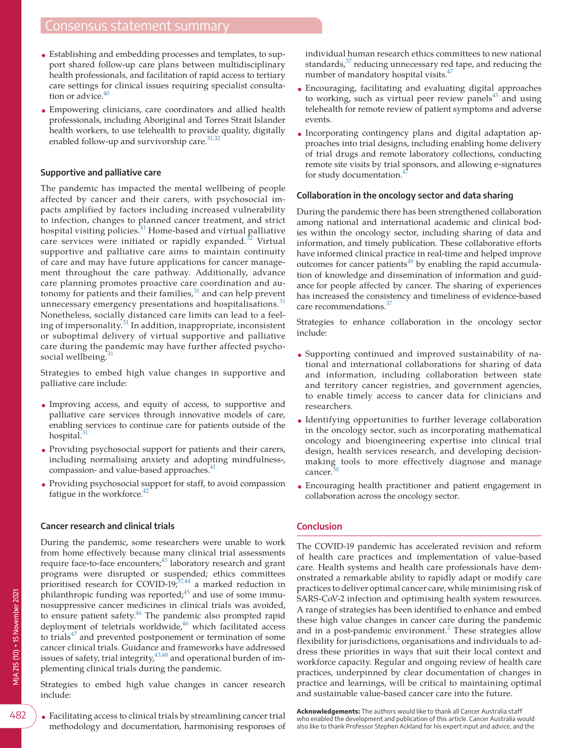- Establishing and embedding processes and templates, to support shared follow-up care plans between multidisciplinary health professionals, and facilitation of rapid access to tertiary care settings for clinical issues requiring specialist consultation or advice.[40]
- Empowering clinicians, care coordinators and allied health professionals, including Aboriginal and Torres Strait Islander health workers, to use telehealth to provide quality, digitally enabled follow-up and survivorship care.[31,32]

### Supportive and palliative care

The pandemic has impacted the mental wellbeing of people affected by cancer and their carers, with psychosocial impacts amplified by factors including increased vulnerability to infection, changes to planned cancer treatment, and strict hospital visiting policies.[41] Home-based and virtual palliative care services were initiated or rapidly expanded.[32] Virtual supportive and palliative care aims to maintain continuity of care and may have future applications for cancer management throughout the care pathway. Additionally, advance care planning promotes proactive care coordination and autonomy for patients and their families,[31] and can help prevent unnecessary emergency presentations and hospitalisations.[31] Nonetheless, socially distanced care limits can lead to a feeling of impersonality.[31] In addition, inappropriate, inconsistent or suboptimal delivery of virtual supportive and palliative care during the pandemic may have further affected psychosocial wellbeing.[31]

Strategies to embed high value changes in supportive and palliative care include:

- Improving access, and equity of access, to supportive and palliative care services through innovative models of care, enabling services to continue care for patients outside of the hospital.[31]
- Providing psychosocial support for patients and their carers, including normalising anxiety and adopting mindfulness-, compassion- and value-based approaches.[41]
- Providing psychosocial support for staff, to avoid compassion fatigue in the workforce.[42]

### Cancer research and clinical trials

During the pandemic, some researchers were unable to work from home effectively because many clinical trial assessments require face-to-face encounters;[43] laboratory research and grant programs were disrupted or suspended; ethics committees prioritised research for COVID-19;[37,44] a marked reduction in philanthropic funding was reported;[45] and use of some immunosuppressive cancer medicines in clinical trials was avoided, to ensure patient safety.[46] The pandemic also prompted rapid deployment of teletrials worldwide,[46] which facilitated access to trials[47] and prevented postponement or termination of some cancer clinical trials. Guidance and frameworks have addressed issues of safety, trial integrity,[43,48] and operational burden of implementing clinical trials during the pandemic.

Strategies to embed high value changes in cancer research include:

- Facilitating access to clinical trials by streamlining cancer trial methodology and documentation, harmonising responses of individual human research ethics committees to new national standards,[37] reducing unnecessary red tape, and reducing the number of mandatory hospital visits.[47]
- Encouraging, facilitating and evaluating digital approaches to working, such as virtual peer review panels[45] and using telehealth for remote review of patient symptoms and adverse events.
- Incorporating contingency plans and digital adaptation approaches into trial designs, including enabling home delivery of trial drugs and remote laboratory collections, conducting remote site visits by trial sponsors, and allowing e-signatures for study documentation.[47]

### Collaboration in the oncology sector and data sharing

During the pandemic there has been strengthened collaboration among national and international academic and clinical bodies within the oncology sector, including sharing of data and information, and timely publication. These collaborative efforts have informed clinical practice in real-time and helped improve outcomes for cancer patients[49] by enabling the rapid accumulation of knowledge and dissemination of information and guidance for people affected by cancer. The sharing of experiences has increased the consistency and timeliness of evidence-based care recommendations.[37]

Strategies to enhance collaboration in the oncology sector include:

- Supporting continued and improved sustainability of national and international collaborations for sharing of data and information, including collaboration between state and territory cancer registries, and government agencies, to enable timely access to cancer data for clinicians and researchers.
- Identifying opportunities to further leverage collaboration in the oncology sector, such as incorporating mathematical oncology and bioengineering expertise into clinical trial design, health services research, and developing decision-making tools to more effectively diagnose and manage cancer.[50]
- Encouraging health practitioner and patient engagement in collaboration across the oncology sector.

## Conclusion

The COVID-19 pandemic has accelerated revision and reform of health care practices and implementation of value-based care. Health systems and health care professionals have demonstrated a remarkable ability to rapidly adapt or modify care practices to deliver optimal cancer care, while minimising risk of SARS-CoV-2 infection and optimising health system resources. A range of strategies has been identified to enhance and embed these high value changes in cancer care during the pandemic and in a post-pandemic environment.[2] These strategies allow flexibility for jurisdictions, organisations and individuals to address these priorities in ways that suit their local context and workforce capacity. Regular and ongoing review of health care practices, underpinned by clear documentation of changes in practice and learnings, will be critical to maintaining optimal and sustainable value-based cancer care into the future.

**Acknowledgements:** The authors would like to thank all Cancer Australia staff who enabled the development and publication of this article. Cancer Australia would also like to thank Professor Stephen Ackland for his expert input and advice, and the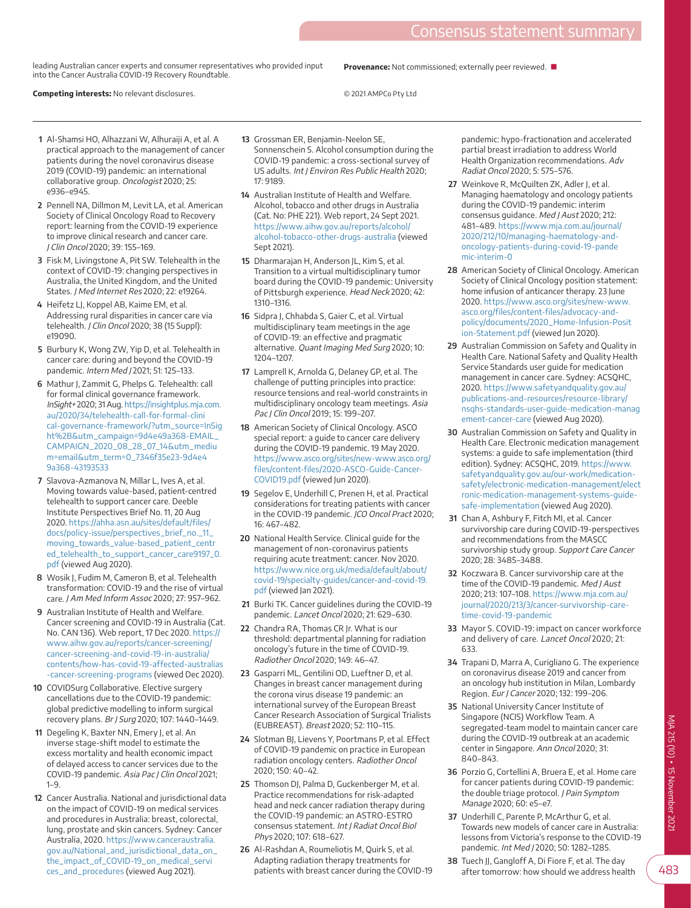leading Australian cancer experts and consumer representatives who provided input into the Cancer Australia COVID-19 Recovery Roundtable.

**Competing interests:** No relevant disclosures.

**Provenance:** Not commissioned; externally peer reviewed. ■

© 2021 AMPCo Pty Ltd

1. Al-Shamsi HO, Alhazzani W, Alhuraiji A, et al. A practical approach to the management of cancer patients during the novel coronavirus disease 2019 (COVID-19) pandemic: an international collaborative group. *Oncologist* 2020; 25: e936–e945.
2. Pennell NA, Dillmon M, Levit LA, et al. American Society of Clinical Oncology Road to Recovery report: learning from the COVID-19 experience to improve clinical research and cancer care. *J Clin Oncol* 2020; 39: 155–169.
3. Fisk M, Livingstone A, Pit SW. Telehealth in the context of COVID-19: changing perspectives in Australia, the United Kingdom, and the United States. *J Med Internet Res* 2020; 22: e19264.
4. Heifetz LJ, Koppel AB, Kaime EM, et al. Addressing rural disparities in cancer care via telehealth. *J Clin Oncol* 2020; 38 (15 Suppl): e19090.
5. Burbury K, Wong ZW, Yip D, et al. Telehealth in cancer care: during and beyond the COVID-19 pandemic. *Intern Med J* 2021; 51: 125–133.
6. Mathur J, Zammit G, Phelps G. Telehealth: call for formal clinical governance framework. *InSight+* 2020; 31 Aug. https://insightplus.mja.com.au/2020/34/telehealth-call-for-formal-clinical-governance-framework/?utm_source=InSight%2B&utm_campaign=9d4e49a368-EMAIL_CAMPAIGN_2020_08_28_07_14&utm_medium=email&utm_term=0_7346f35e23-9d4e49a368-43193533
7. Slavova-Azmanova N, Millar L, Ives A, et al. Moving towards value-based, patient-centred telehealth to support cancer care. Deeble Institute Perspectives Brief No. 11, 20 Aug 2020. https://ahha.asn.au/sites/default/files/docs/policy-issue/perspectives_brief_no._11_moving_towards_value-based_patient_centred_telehealth_to_support_cancer_care9197_0.pdf (viewed Aug 2020).
8. Wosik J, Fudim M, Cameron B, et al. Telehealth transformation: COVID-19 and the rise of virtual care. *J Am Med Inform Assoc* 2020; 27: 957–962.
9. Australian Institute of Health and Welfare. Cancer screening and COVID-19 in Australia (Cat. No. CAN 136). Web report, 17 Dec 2020. https://www.aihw.gov.au/reports/cancer-screening/cancer-screening-and-covid-19-in-australia/contents/how-has-covid-19-affected-australias-cancer-screening-programs (viewed Dec 2020).
10. COVIDSurg Collaborative. Elective surgery cancellations due to the COVID-19 pandemic: global predictive modelling to inform surgical recovery plans. *Br J Surg* 2020; 107: 1440–1449.
11. Degeling K, Baxter NN, Emery J, et al. An inverse stage-shift model to estimate the excess mortality and health economic impact of delayed access to cancer services due to the COVID-19 pandemic. *Asia Pac J Clin Oncol* 2021; 1–9.
12. Cancer Australia. National and jurisdictional data on the impact of COVID-19 on medical services and procedures in Australia: breast, colorectal, lung, prostate and skin cancers. Sydney: Cancer Australia, 2020. https://www.canceraustralia.gov.au/National_and_jurisdictional_data_on_the_impact_of_COVID-19_on_medical_services_and_procedures (viewed Aug 2021).
13. Grossman ER, Benjamin-Neelon SE, Sonnenschein S. Alcohol consumption during the COVID-19 pandemic: a cross-sectional survey of US adults. *Int J Environ Res Public Health* 2020; 17: 9189.
14. Australian Institute of Health and Welfare. Alcohol, tobacco and other drugs in Australia (Cat. No: PHE 221). Web report, 24 Sept 2021. https://www.aihw.gov.au/reports/alcohol/alcohol-tobacco-other-drugs-australia (viewed Sept 2021).
15. Dharmarajan H, Anderson JL, Kim S, et al. Transition to a virtual multidisciplinary tumor board during the COVID-19 pandemic: University of Pittsburgh experience. *Head Neck* 2020; 42: 1310–1316.
16. Sidpra J, Chhabda S, Gaier C, et al. Virtual multidisciplinary team meetings in the age of COVID-19: an effective and pragmatic alternative. *Quant Imaging Med Surg* 2020; 10: 1204–1207.
17. Lamprell K, Arnolda G, Delaney GP, et al. The challenge of putting principles into practice: resource tensions and real-world constraints in multidisciplinary oncology team meetings. *Asia Pac J Clin Oncol* 2019; 15: 199–207.
18. American Society of Clinical Oncology. ASCO special report: a guide to cancer care delivery during the COVID-19 pandemic. 19 May 2020. https://www.asco.org/sites/new-www.asco.org/files/content-files/2020-ASCO-Guide-Cancer-COVID19.pdf (viewed Jun 2020).
19. Segelov E, Underhill C, Prenen H, et al. Practical considerations for treating patients with cancer in the COVID-19 pandemic. *JCO Oncol Pract* 2020; 16: 467–482.
20. National Health Service. Clinical guide for the management of non-coronavirus patients requiring acute treatment: cancer. Nov 2020. https://www.nice.org.uk/media/default/about/covid-19/specialty-guides/cancer-and-covid-19.pdf (viewed Jan 2021).
21. Burki TK. Cancer guidelines during the COVID-19 pandemic. *Lancet Oncol* 2020; 21: 629–630.
22. Chandra RA, Thomas CR Jr. What is our threshold: departmental planning for radiation oncology's future in the time of COVID-19. *Radiother Oncol* 2020; 149: 46–47.
23. Gasparri ML, Gentilini OD, Lueftner D, et al. Changes in breast cancer management during the corona virus disease 19 pandemic: an international survey of the European Breast Cancer Research Association of Surgical Trialists (EUBREAST). *Breast* 2020; 52: 110–115.
24. Slotman BJ, Lievens Y, Poortmans P, et al. Effect of COVID-19 pandemic on practice in European radiation oncology centers. *Radiother Oncol* 2020; 150: 40–42.
25. Thomson DJ, Palma D, Guckenberger M, et al. Practice recommendations for risk-adapted head and neck cancer radiation therapy during the COVID-19 pandemic: an ASTRO-ESTRO consensus statement. *Int J Radiat Oncol Biol Phys* 2020; 107: 618–627.
26. Al-Rashdan A, Roumeliotis M, Quirk S, et al. Adapting radiation therapy treatments for patients with breast cancer during the COVID-19 pandemic: hypo-fractionation and accelerated partial breast irradiation to address World Health Organization recommendations. *Adv Radiat Oncol* 2020; 5: 575–576.
27. Weinkove R, McQuilten ZK, Adler J, et al. Managing haematology and oncology patients during the COVID-19 pandemic: interim consensus guidance. *Med J Aust* 2020; 212: 481–489. https://www.mja.com.au/journal/2020/212/10/managing-haematology-and-oncology-patients-during-covid-19-pandemic-interim-0
28. American Society of Clinical Oncology. American Society of Clinical Oncology position statement: home infusion of anticancer therapy. 23 June 2020. https://www.asco.org/sites/new-www.asco.org/files/content-files/advocacy-and-policy/documents/2020_Home-Infusion-Position-Statement.pdf (viewed Jun 2020).
29. Australian Commission on Safety and Quality in Health Care. National Safety and Quality Health Service Standards user guide for medication management in cancer care. Sydney: ACSQHC, 2020. https://www.safetyandquality.gov.au/publications-and-resources/resource-library/nsqhs-standards-user-guide-medication-management-cancer-care (viewed Aug 2020).
30. Australian Commission on Safety and Quality in Health Care. Electronic medication management systems: a guide to safe implementation (third edition). Sydney: ACSQHC, 2019. https://www.safetyandquality.gov.au/our-work/medication-safety/electronic-medication-management/electronic-medication-management-systems-guide-safe-implementation (viewed Aug 2020).
31. Chan A, Ashbury F, Fitch MI, et al. Cancer survivorship care during COVID-19-perspectives and recommendations from the MASCC survivorship study group. *Support Care Cancer* 2020; 28: 3485–3488.
32. Koczwara B. Cancer survivorship care at the time of the COVID-19 pandemic. *Med J Aust* 2020; 213: 107–108. https://www.mja.com.au/journal/2020/213/3/cancer-survivorship-care-time-covid-19-pandemic
33. Mayor S. COVID-19: impact on cancer workforce and delivery of care. *Lancet Oncol* 2020; 21: 633.
34. Trapani D, Marra A, Curigliano G. The experience on coronavirus disease 2019 and cancer from an oncology hub institution in Milan, Lombardy Region. *Eur J Cancer* 2020; 132: 199–206.
35. National University Cancer Institute of Singapore (NCIS) Workflow Team. A segregated-team model to maintain cancer care during the COVID-19 outbreak at an academic center in Singapore. *Ann Oncol* 2020; 31: 840–843.
36. Porzio G, Cortellini A, Bruera E, et al. Home care for cancer patients during COVID-19 pandemic: the double triage protocol. *J Pain Symptom Manage* 2020; 60: e5–e7.
37. Underhill C, Parente P, McArthur G, et al. Towards new models of cancer care in Australia: lessons from Victoria's response to the COVID-19 pandemic. *Int Med J* 2020; 50: 1282–1285.
38. Tuech JJ, Gangloff A, Di Fiore F, et al. The day after tomorrow: how should we address health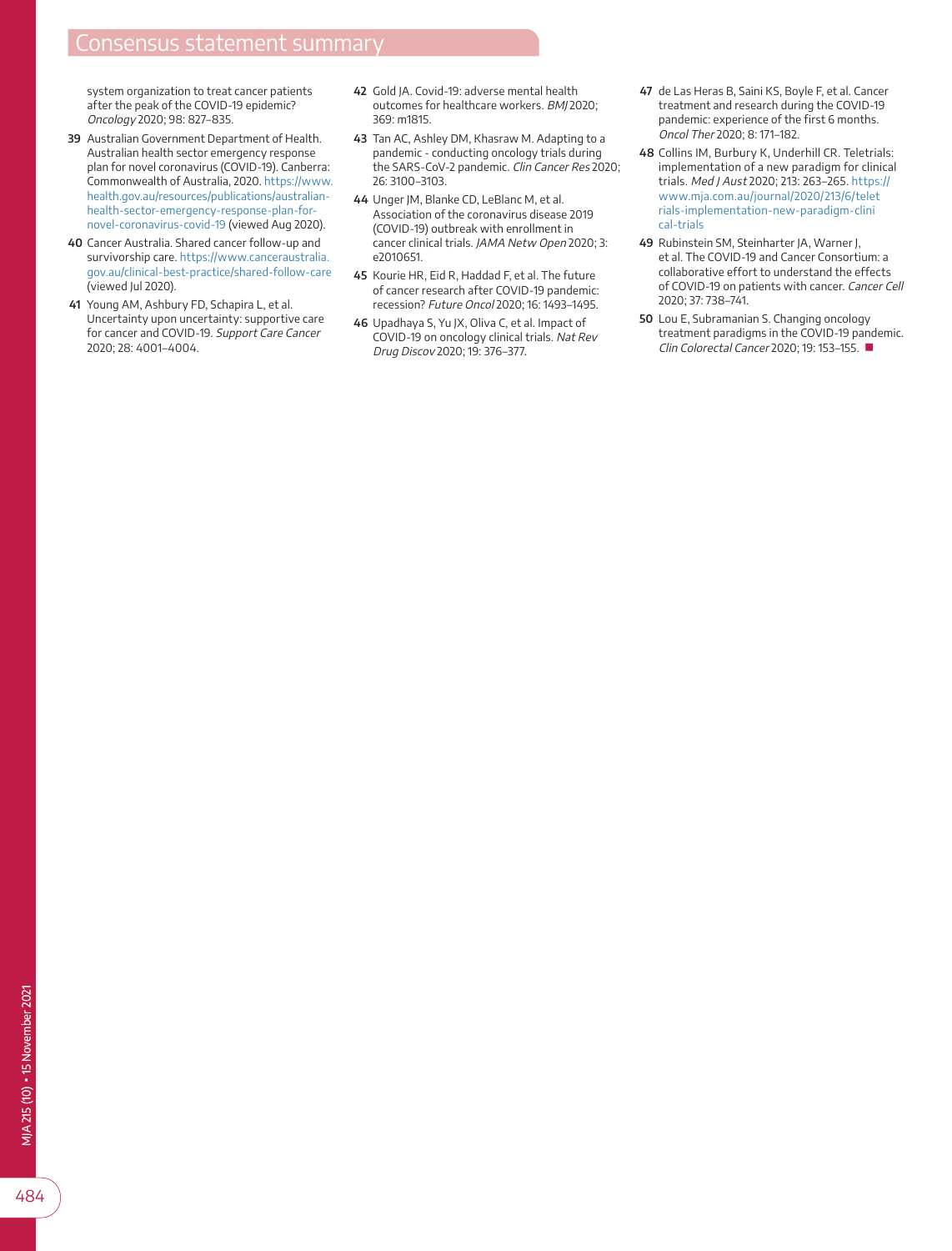system organization to treat cancer patients after the peak of the COVID-19 epidemic? *Oncology* 2020; 98: 827–835.

39 Australian Government Department of Health. Australian health sector emergency response plan for novel coronavirus (COVID-19). Canberra: Commonwealth of Australia, 2020. https://www.health.gov.au/resources/publications/australian-health-sector-emergency-response-plan-for-novel-coronavirus-covid-19 (viewed Aug 2020).

40 Cancer Australia. Shared cancer follow-up and survivorship care. https://www.canceraustralia.gov.au/clinical-best-practice/shared-follow-care (viewed Jul 2020).

41 Young AM, Ashbury FD, Schapira L, et al. Uncertainty upon uncertainty: supportive care for cancer and COVID-19. *Support Care Cancer* 2020; 28: 4001–4004.

42 Gold JA. Covid-19: adverse mental health outcomes for healthcare workers. *BMJ* 2020; 369: m1815.

43 Tan AC, Ashley DM, Khasraw M. Adapting to a pandemic - conducting oncology trials during the SARS-CoV-2 pandemic. *Clin Cancer Res* 2020; 26: 3100–3103.

44 Unger JM, Blanke CD, LeBlanc M, et al. Association of the coronavirus disease 2019 (COVID-19) outbreak with enrollment in cancer clinical trials. *JAMA Netw Open* 2020; 3: e2010651.

45 Kourie HR, Eid R, Haddad F, et al. The future of cancer research after COVID-19 pandemic: recession? *Future Oncol* 2020; 16: 1493–1495.

46 Upadhaya S, Yu JX, Oliva C, et al. Impact of COVID-19 on oncology clinical trials. *Nat Rev Drug Discov* 2020; 19: 376–377.

47 de Las Heras B, Saini KS, Boyle F, et al. Cancer treatment and research during the COVID-19 pandemic: experience of the first 6 months. *Oncol Ther* 2020; 8: 171–182.

48 Collins IM, Burbury K, Underhill CR. Teletrials: implementation of a new paradigm for clinical trials. *Med J Aust* 2020; 213: 263–265. https://www.mja.com.au/journal/2020/213/6/teletrials-implementation-new-paradigm-clinical-trials

49 Rubinstein SM, Steinharter JA, Warner J, et al. The COVID-19 and Cancer Consortium: a collaborative effort to understand the effects of COVID-19 on patients with cancer. *Cancer Cell* 2020; 37: 738–741.

50 Lou E, Subramanian S. Changing oncology treatment paradigms in the COVID-19 pandemic. *Clin Colorectal Cancer* 2020; 19: 153–155. ■